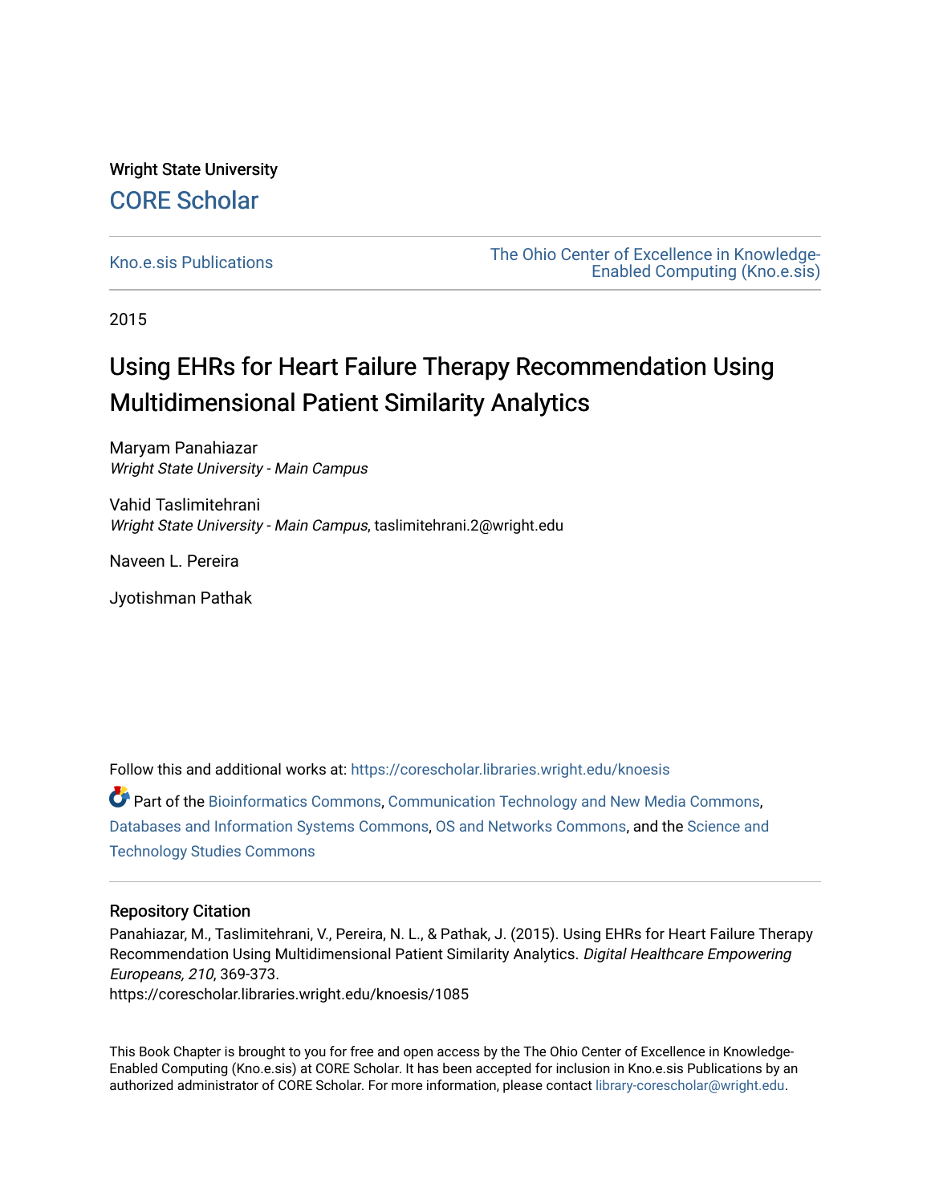Wright State University

CORE Scholar

Kno.e.sis Publications

The Ohio Center of Excellence in Knowledge-Enabled Computing (Kno.e.sis)

2015

# Using EHRs for Heart Failure Therapy Recommendation Using Multidimensional Patient Similarity Analytics

Maryam Panahiazar
*Wright State University - Main Campus*

Vahid Taslimitehrani
*Wright State University - Main Campus*, taslimitehrani.2@wright.edu

Naveen L. Pereira

Jyotishman Pathak

Follow this and additional works at: https://corescholar.libraries.wright.edu/knoesis

Part of the Bioinformatics Commons, Communication Technology and New Media Commons, Databases and Information Systems Commons, OS and Networks Commons, and the Science and Technology Studies Commons

## Repository Citation

Panahiazar, M., Taslimitehrani, V., Pereira, N. L., & Pathak, J. (2015). Using EHRs for Heart Failure Therapy Recommendation Using Multidimensional Patient Similarity Analytics. *Digital Healthcare Empowering Europeans, 210*, 369-373.
https://corescholar.libraries.wright.edu/knoesis/1085

This Book Chapter is brought to you for free and open access by the The Ohio Center of Excellence in Knowledge-Enabled Computing (Kno.e.sis) at CORE Scholar. It has been accepted for inclusion in Kno.e.sis Publications by an authorized administrator of CORE Scholar. For more information, please contact library-corescholar@wright.edu.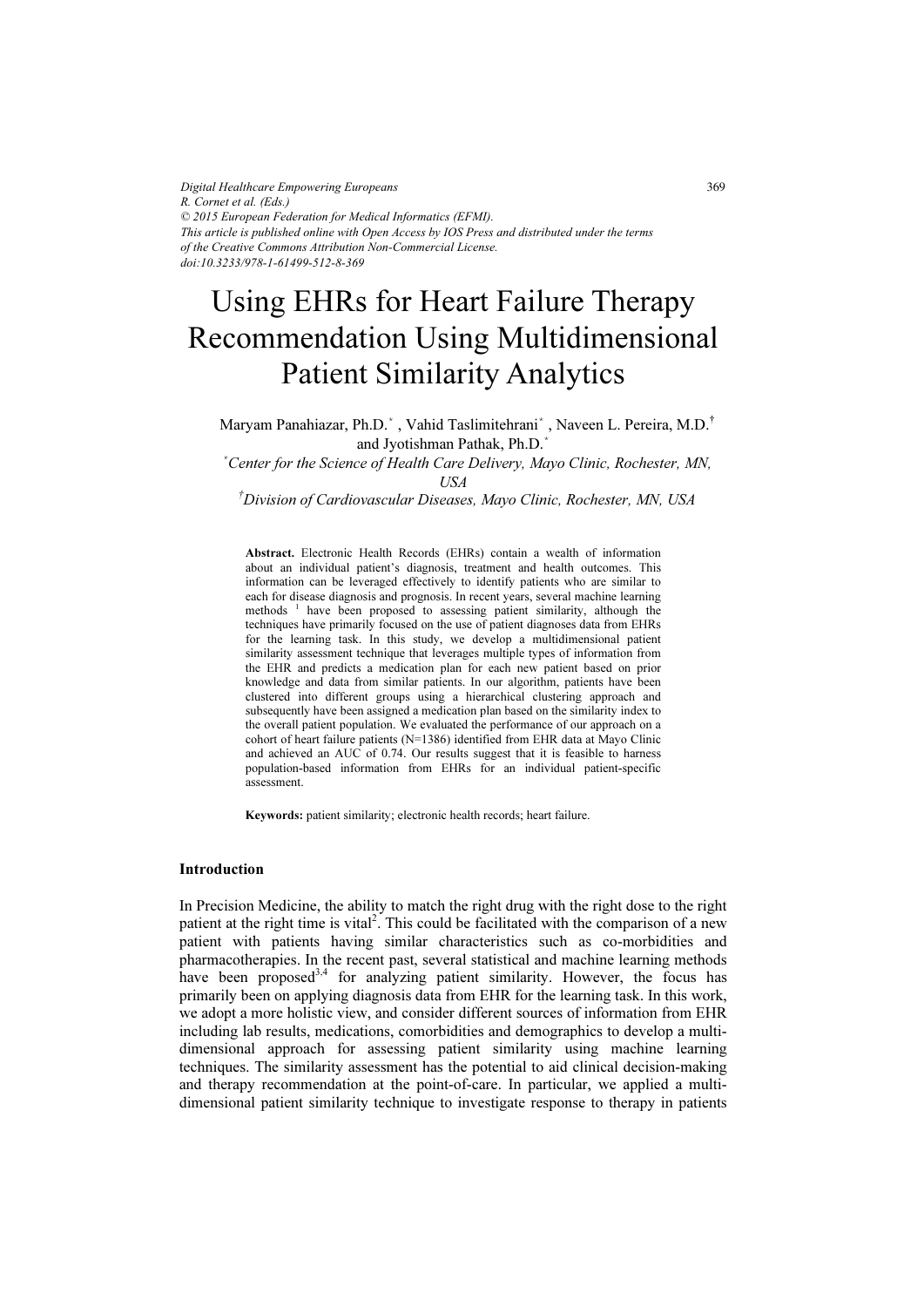# Using EHRs for Heart Failure Therapy Recommendation Using Multidimensional Patient Similarity Analytics

Maryam Panahiazar, Ph.D.[*], Vahid Taslimitehrani[*], Naveen L. Pereira, M.D.[†] and Jyotishman Pathak, Ph.D.[*]

[*]*Center for the Science of Health Care Delivery, Mayo Clinic, Rochester, MN, USA*

[†]*Division of Cardiovascular Diseases, Mayo Clinic, Rochester, MN, USA*

**Abstract.** Electronic Health Records (EHRs) contain a wealth of information about an individual patient's diagnosis, treatment and health outcomes. This information can be leveraged effectively to identify patients who are similar to each for disease diagnosis and prognosis. In recent years, several machine learning methods [1] have been proposed to assessing patient similarity, although the techniques have primarily focused on the use of patient diagnoses data from EHRs for the learning task. In this study, we develop a multidimensional patient similarity assessment technique that leverages multiple types of information from the EHR and predicts a medication plan for each new patient based on prior knowledge and data from similar patients. In our algorithm, patients have been clustered into different groups using a hierarchical clustering approach and subsequently have been assigned a medication plan based on the similarity index to the overall patient population. We evaluated the performance of our approach on a cohort of heart failure patients (N=1386) identified from EHR data at Mayo Clinic and achieved an AUC of 0.74. Our results suggest that it is feasible to harness population-based information from EHRs for an individual patient-specific assessment.

**Keywords:** patient similarity; electronic health records; heart failure.

## Introduction

In Precision Medicine, the ability to match the right drug with the right dose to the right patient at the right time is vital[2]. This could be facilitated with the comparison of a new patient with patients having similar characteristics such as co-morbidities and pharmacotherapies. In the recent past, several statistical and machine learning methods have been proposed[3,4] for analyzing patient similarity. However, the focus has primarily been on applying diagnosis data from EHR for the learning task. In this work, we adopt a more holistic view, and consider different sources of information from EHR including lab results, medications, comorbidities and demographics to develop a multi-dimensional approach for assessing patient similarity using machine learning techniques. The similarity assessment has the potential to aid clinical decision-making and therapy recommendation at the point-of-care. In particular, we applied a multi-dimensional patient similarity technique to investigate response to therapy in patients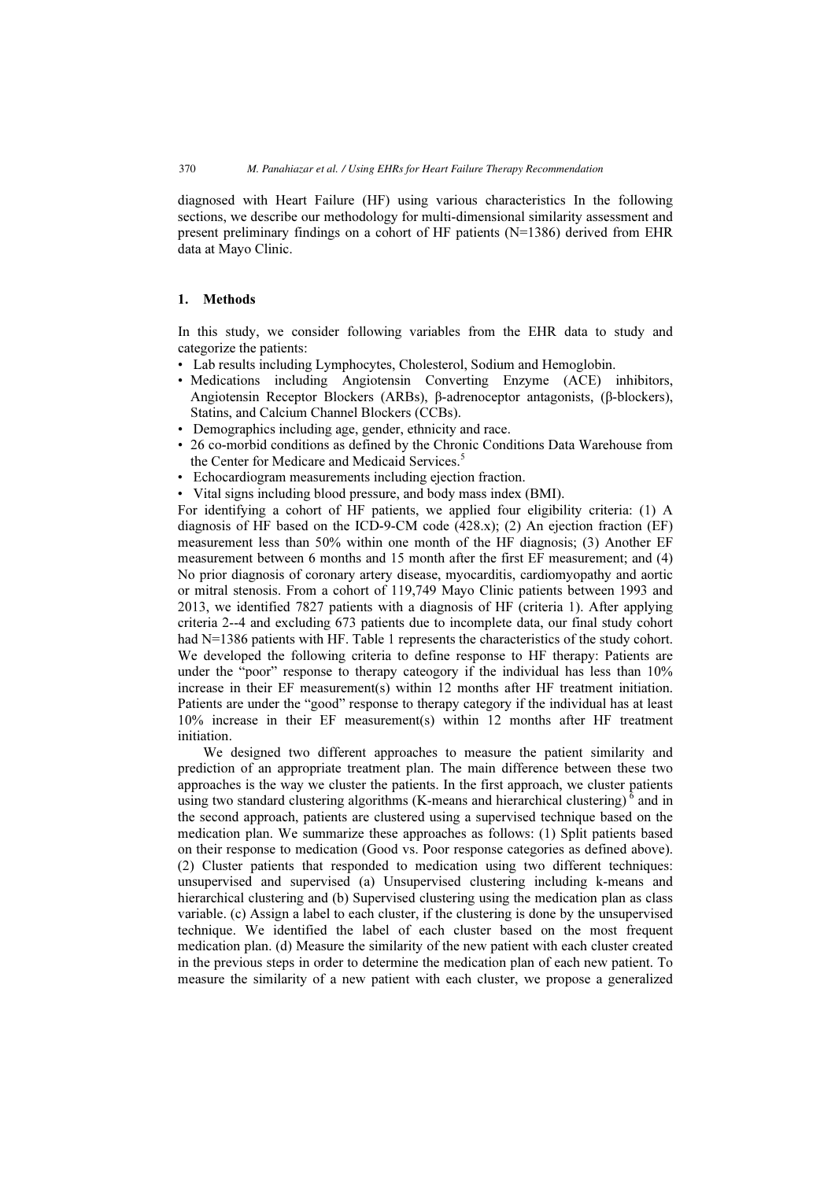diagnosed with Heart Failure (HF) using various characteristics In the following sections, we describe our methodology for multi-dimensional similarity assessment and present preliminary findings on a cohort of HF patients (N=1386) derived from EHR data at Mayo Clinic.

## 1. Methods

In this study, we consider following variables from the EHR data to study and categorize the patients:

- Lab results including Lymphocytes, Cholesterol, Sodium and Hemoglobin.
- Medications including Angiotensin Converting Enzyme (ACE) inhibitors, Angiotensin Receptor Blockers (ARBs), β-adrenoceptor antagonists, (β-blockers), Statins, and Calcium Channel Blockers (CCBs).
- Demographics including age, gender, ethnicity and race.
- 26 co-morbid conditions as defined by the Chronic Conditions Data Warehouse from the Center for Medicare and Medicaid Services.[5]
- Echocardiogram measurements including ejection fraction.
- Vital signs including blood pressure, and body mass index (BMI).

For identifying a cohort of HF patients, we applied four eligibility criteria: (1) A diagnosis of HF based on the ICD-9-CM code (428.x); (2) An ejection fraction (EF) measurement less than 50% within one month of the HF diagnosis; (3) Another EF measurement between 6 months and 15 month after the first EF measurement; and (4) No prior diagnosis of coronary artery disease, myocarditis, cardiomyopathy and aortic or mitral stenosis. From a cohort of 119,749 Mayo Clinic patients between 1993 and 2013, we identified 7827 patients with a diagnosis of HF (criteria 1). After applying criteria 2--4 and excluding 673 patients due to incomplete data, our final study cohort had N=1386 patients with HF. Table 1 represents the characteristics of the study cohort. We developed the following criteria to define response to HF therapy: Patients are under the "poor" response to therapy cateogory if the individual has less than 10% increase in their EF measurement(s) within 12 months after HF treatment initiation. Patients are under the "good" response to therapy category if the individual has at least 10% increase in their EF measurement(s) within 12 months after HF treatment initiation.

We designed two different approaches to measure the patient similarity and prediction of an appropriate treatment plan. The main difference between these two approaches is the way we cluster the patients. In the first approach, we cluster patients using two standard clustering algorithms (K-means and hierarchical clustering)[6] and in the second approach, patients are clustered using a supervised technique based on the medication plan. We summarize these approaches as follows: (1) Split patients based on their response to medication (Good vs. Poor response categories as defined above). (2) Cluster patients that responded to medication using two different techniques: unsupervised and supervised (a) Unsupervised clustering including k-means and hierarchical clustering and (b) Supervised clustering using the medication plan as class variable. (c) Assign a label to each cluster, if the clustering is done by the unsupervised technique. We identified the label of each cluster based on the most frequent medication plan. (d) Measure the similarity of the new patient with each cluster created in the previous steps in order to determine the medication plan of each new patient. To measure the similarity of a new patient with each cluster, we propose a generalized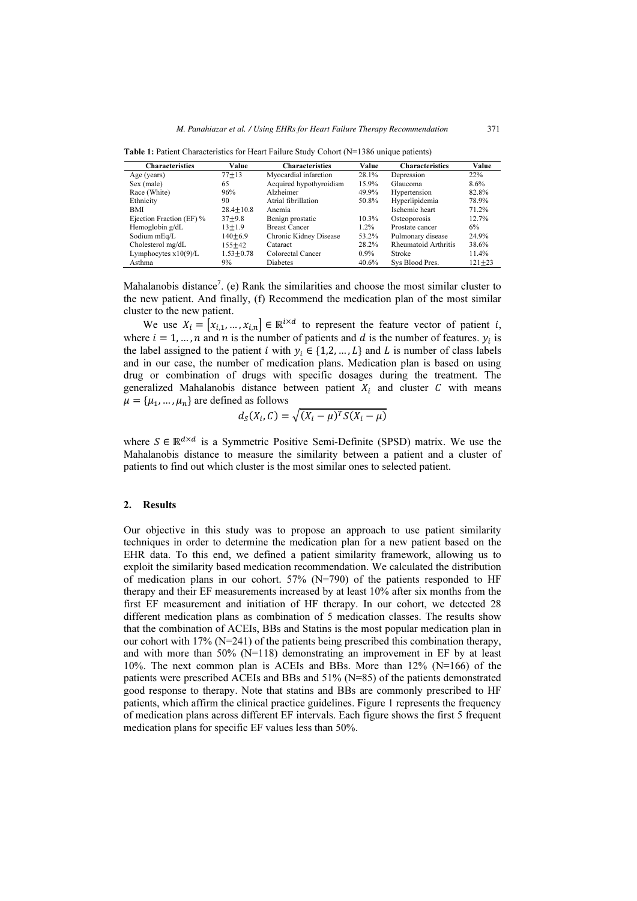**Table 1:** Patient Characteristics for Heart Failure Study Cohort (N=1386 unique patients)

| Characteristics | Value | Characteristics | Value | Characteristics | Value |
|---|---|---|---|---|---|
| Age (years) | 77±13 | Myocardial infarction | 28.1% | Depression | 22% |
| Sex (male) | 65 | Acquired hypothyroidism | 15.9% | Glaucoma | 8.6% |
| Race (White) | 96% | Alzheimer | 49.9% | Hypertension | 82.8% |
| Ethnicity | 90 | Atrial fibrillation | 50.8% | Hyperlipidemia | 78.9% |
| BMI | 28.4±10.8 | Anemia | | Ischemic heart | 71.2% |
| Ejection Fraction (EF) % | 37±9.8 | Benign prostatic | 10.3% | Osteoporosis | 12.7% |
| Hemoglobin g/dL | 13±1.9 | Breast Cancer | 1.2% | Prostate cancer | 6% |
| Sodium mEq/L | 140±6.9 | Chronic Kidney Disease | 53.2% | Pulmonary disease | 24.9% |
| Cholesterol mg/dL | 155±42 | Cataract | 28.2% | Rheumatoid Arthritis | 38.6% |
| Lymphocytes x10(9)/L | 1.53±0.78 | Colorectal Cancer | 0.9% | Stroke | 11.4% |
| Asthma | 9% | Diabetes | 40.6% | Sys Blood Pres. | 121±23 |

Mahalanobis distance[7]. (e) Rank the similarities and choose the most similar cluster to the new patient. And finally, (f) Recommend the medication plan of the most similar cluster to the new patient.

We use $X_i = [x_{i,1}, \dots, x_{i,n}] \in \mathbb{R}^{i \times d}$ to represent the feature vector of patient $i$, where $i = 1, \dots, n$ and $n$ is the number of patients and $d$ is the number of features. $y_i$ is the label assigned to the patient $i$ with $y_i \in \{1, 2, \dots, L\}$ and $L$ is number of class labels and in our case, the number of medication plans. Medication plan is based on using drug or combination of drugs with specific dosages during the treatment. The generalized Mahalanobis distance between patient $X_i$ and cluster $C$ with means $\mu = \{\mu_1, \dots, \mu_n\}$ are defined as follows

$$d_S(X_i, C) = \sqrt{(X_i - \mu)^T S (X_i - \mu)}$$

where $S \in \mathbb{R}^{d \times d}$ is a Symmetric Positive Semi-Definite (SPSD) matrix. We use the Mahalanobis distance to measure the similarity between a patient and a cluster of patients to find out which cluster is the most similar ones to selected patient.

## 2. Results

Our objective in this study was to propose an approach to use patient similarity techniques in order to determine the medication plan for a new patient based on the EHR data. To this end, we defined a patient similarity framework, allowing us to exploit the similarity based medication recommendation. We calculated the distribution of medication plans in our cohort. 57% (N=790) of the patients responded to HF therapy and their EF measurements increased by at least 10% after six months from the first EF measurement and initiation of HF therapy. In our cohort, we detected 28 different medication plans as combination of 5 medication classes. The results show that the combination of ACEIs, BBs and Statins is the most popular medication plan in our cohort with 17% (N=241) of the patients being prescribed this combination therapy, and with more than 50% (N=118) demonstrating an improvement in EF by at least 10%. The next common plan is ACEIs and BBs. More than 12% (N=166) of the patients were prescribed ACEIs and BBs and 51% (N=85) of the patients demonstrated good response to therapy. Note that statins and BBs are commonly prescribed to HF patients, which affirm the clinical practice guidelines. Figure 1 represents the frequency of medication plans across different EF intervals. Each figure shows the first 5 frequent medication plans for specific EF values less than 50%.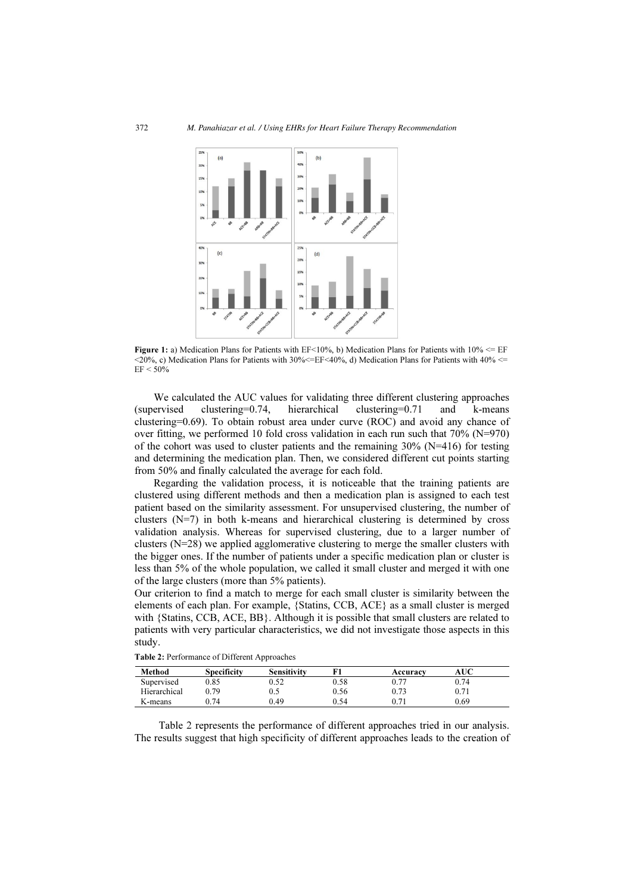**Figure 1:** a) Medication Plans for Patients with EF<10%, b) Medication Plans for Patients with 10% <= EF <20%, c) Medication Plans for Patients with 30%<=EF<40%, d) Medication Plans for Patients with 40% <= EF < 50%

We calculated the AUC values for validating three different clustering approaches (supervised clustering=0.74, hierarchical clustering=0.71 and k-means clustering=0.69). To obtain robust area under curve (ROC) and avoid any chance of over fitting, we performed 10 fold cross validation in each run such that 70% (N=970) of the cohort was used to cluster patients and the remaining 30% (N=416) for testing and determining the medication plan. Then, we considered different cut points starting from 50% and finally calculated the average for each fold.

Regarding the validation process, it is noticeable that the training patients are clustered using different methods and then a medication plan is assigned to each test patient based on the similarity assessment. For unsupervised clustering, the number of clusters (N=7) in both k-means and hierarchical clustering is determined by cross validation analysis. Whereas for supervised clustering, due to a larger number of clusters (N=28) we applied agglomerative clustering to merge the smaller clusters with the bigger ones. If the number of patients under a specific medication plan or cluster is less than 5% of the whole population, we called it small cluster and merged it with one of the large clusters (more than 5% patients).

Our criterion to find a match to merge for each small cluster is similarity between the elements of each plan. For example, {Statins, CCB, ACE} as a small cluster is merged with {Statins, CCB, ACE, BB}. Although it is possible that small clusters are related to patients with very particular characteristics, we did not investigate those aspects in this study.

**Table 2:** Performance of Different Approaches

| Method | Specificity | Sensitivity | F1 | Accuracy | AUC |
|---|---|---|---|---|---|
| Supervised | 0.85 | 0.52 | 0.58 | 0.77 | 0.74 |
| Hierarchical | 0.79 | 0.5 | 0.56 | 0.73 | 0.71 |
| K-means | 0.74 | 0.49 | 0.54 | 0.71 | 0.69 |

Table 2 represents the performance of different approaches tried in our analysis. The results suggest that high specificity of different approaches leads to the creation of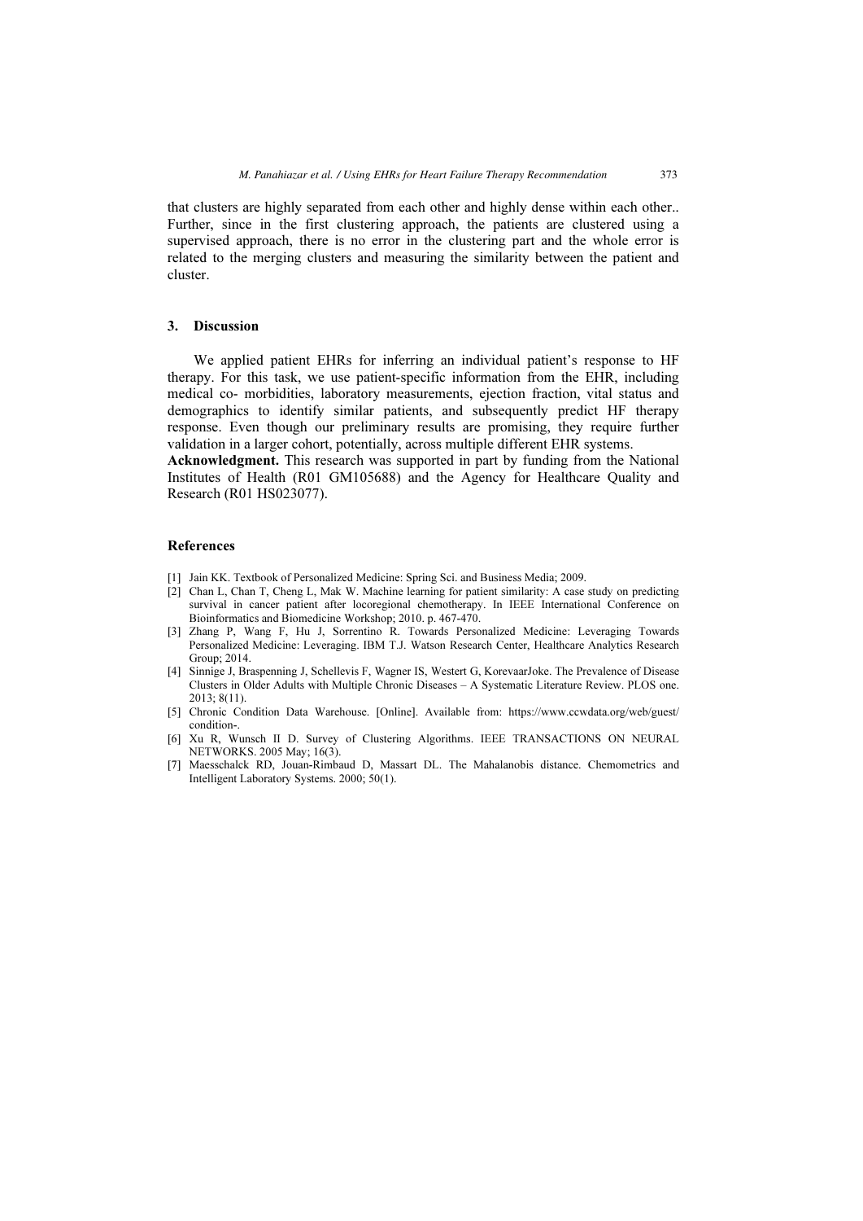that clusters are highly separated from each other and highly dense within each other.. Further, since in the first clustering approach, the patients are clustered using a supervised approach, there is no error in the clustering part and the whole error is related to the merging clusters and measuring the similarity between the patient and cluster.

## 3. Discussion

We applied patient EHRs for inferring an individual patient's response to HF therapy. For this task, we use patient-specific information from the EHR, including medical co- morbidities, laboratory measurements, ejection fraction, vital status and demographics to identify similar patients, and subsequently predict HF therapy response. Even though our preliminary results are promising, they require further validation in a larger cohort, potentially, across multiple different EHR systems.

**Acknowledgment.** This research was supported in part by funding from the National Institutes of Health (R01 GM105688) and the Agency for Healthcare Quality and Research (R01 HS023077).

## References

[1] Jain KK. Textbook of Personalized Medicine: Spring Sci. and Business Media; 2009.

[2] Chan L, Chan T, Cheng L, Mak W. Machine learning for patient similarity: A case study on predicting survival in cancer patient after locoregional chemotherapy. In IEEE International Conference on Bioinformatics and Biomedicine Workshop; 2010. p. 467-470.

[3] Zhang P, Wang F, Hu J, Sorrentino R. Towards Personalized Medicine: Leveraging Towards Personalized Medicine: Leveraging. IBM T.J. Watson Research Center, Healthcare Analytics Research Group; 2014.

[4] Sinnige J, Braspenning J, Schellevis F, Wagner IS, Westert G, KorevaarJoke. The Prevalence of Disease Clusters in Older Adults with Multiple Chronic Diseases – A Systematic Literature Review. PLOS one. 2013; 8(11).

[5] Chronic Condition Data Warehouse. [Online]. Available from: https://www.ccwdata.org/web/guest/condition-.

[6] Xu R, Wunsch II D. Survey of Clustering Algorithms. IEEE TRANSACTIONS ON NEURAL NETWORKS. 2005 May; 16(3).

[7] Maesschalck RD, Jouan-Rimbaud D, Massart DL. The Mahalanobis distance. Chemometrics and Intelligent Laboratory Systems. 2000; 50(1).